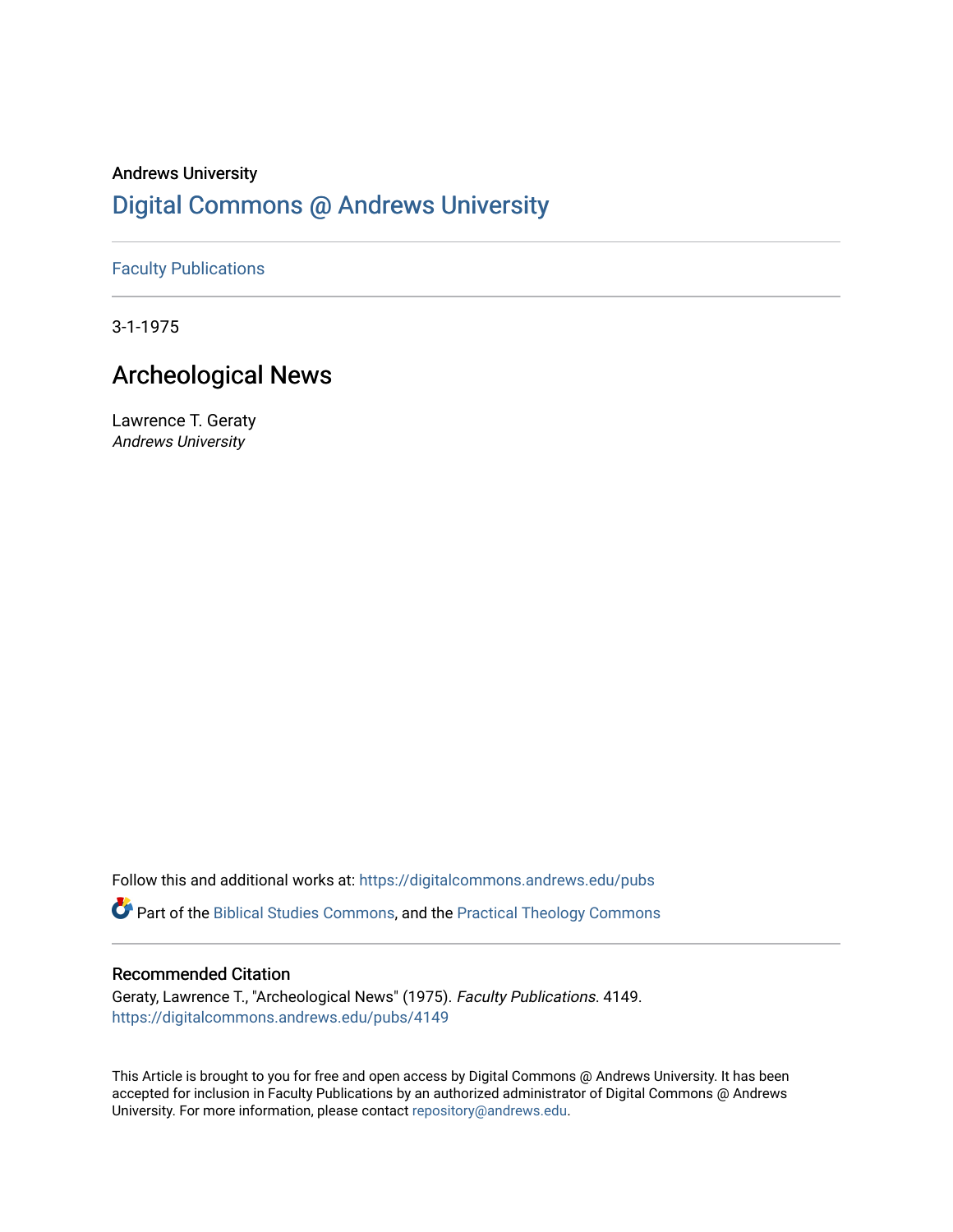Andrews University

# Digital Commons @ Andrews University

Faculty Publications

3-1-1975

## Archeological News

Lawrence T. Geraty
*Andrews University*

Follow this and additional works at: https://digitalcommons.andrews.edu/pubs

Part of the Biblical Studies Commons, and the Practical Theology Commons

### Recommended Citation

Geraty, Lawrence T., "Archeological News" (1975). *Faculty Publications*. 4149.
https://digitalcommons.andrews.edu/pubs/4149

This Article is brought to you for free and open access by Digital Commons @ Andrews University. It has been accepted for inclusion in Faculty Publications by an authorized administrator of Digital Commons @ Andrews University. For more information, please contact repository@andrews.edu.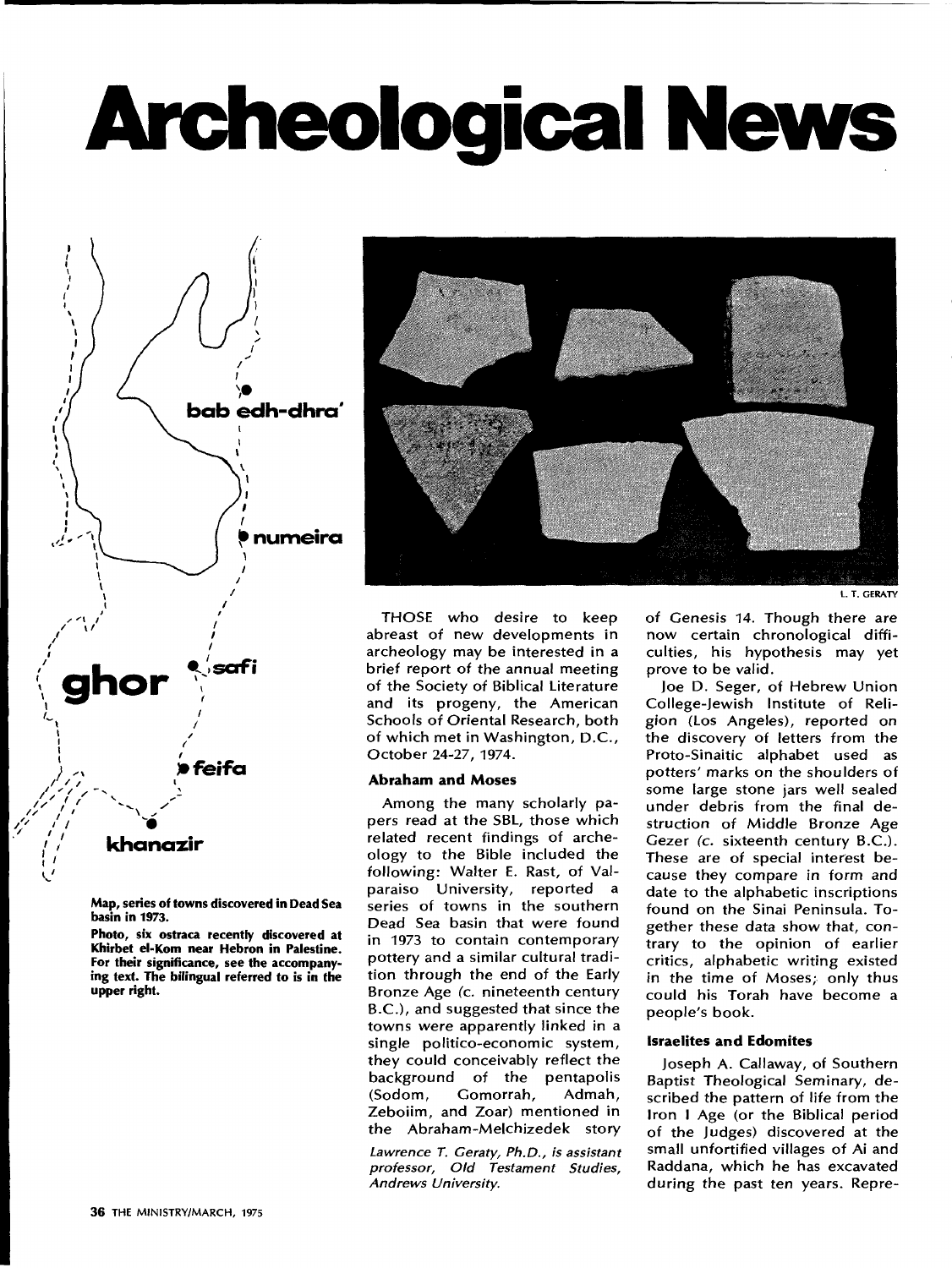# Archeological News

Map, series of towns discovered in Dead Sea basin in 1973.

**Photo, six ostraca recently discovered at Khirbet el-Kom near Hebron in Palestine. For their significance, see the accompanying text. The bilingual referred to is in the upper right.**

L. T. GERATY

THOSE who desire to keep abreast of new developments in archeology may be interested in a brief report of the annual meeting of the Society of Biblical Literature and its progeny, the American Schools of Oriental Research, both of which met in Washington, D.C., October 24-27, 1974.

### Abraham and Moses

Among the many scholarly papers read at the SBL, those which related recent findings of archeology to the Bible included the following: Walter E. Rast, of Valparaiso University, reported a series of towns in the southern Dead Sea basin that were found in 1973 to contain contemporary pottery and a similar cultural tradition through the end of the Early Bronze Age (c. nineteenth century B.C.), and suggested that since the towns were apparently linked in a single politico-economic system, they could conceivably reflect the background of the pentapolis (Sodom, Gomorrah, Admah, Zeboiim, and Zoar) mentioned in the Abraham-Melchizedek story of Genesis 14. Though there are now certain chronological difficulties, his hypothesis may yet prove to be valid.

*Lawrence T. Geraty, Ph.D., is assistant professor, Old Testament Studies, Andrews University.*

Joe D. Seger, of Hebrew Union College-Jewish Institute of Religion (Los Angeles), reported on the discovery of letters from the Proto-Sinaitic alphabet used as potters' marks on the shoulders of some large stone jars well sealed under debris from the final destruction of Middle Bronze Age Gezer (c. sixteenth century B.C.). These are of special interest because they compare in form and date to the alphabetic inscriptions found on the Sinai Peninsula. Together these data show that, contrary to the opinion of earlier critics, alphabetic writing existed in the time of Moses; only thus could his Torah have become a people's book.

### Israelites and Edomites

Joseph A. Callaway, of Southern Baptist Theological Seminary, described the pattern of life from the Iron I Age (or the Biblical period of the Judges) discovered at the small unfortified villages of Ai and Raddana, which he has excavated during the past ten years. Repre-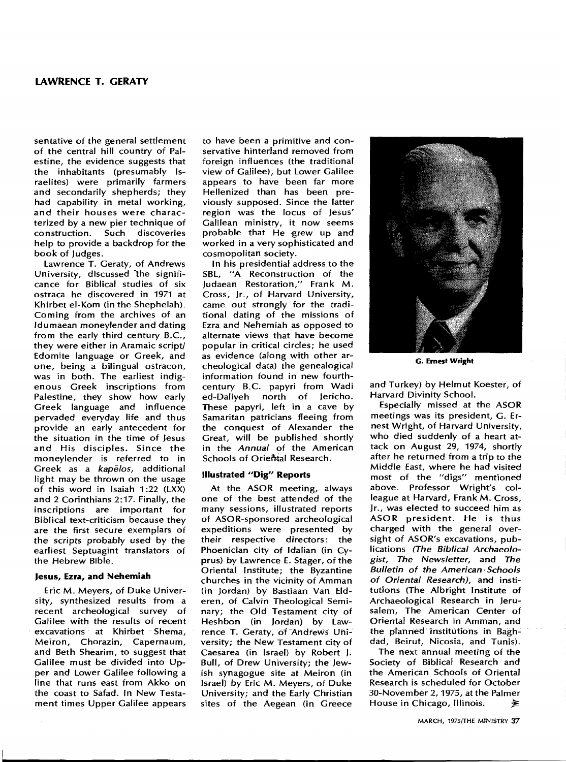sentative of the general settlement of the central hill country of Palestine, the evidence suggests that the inhabitants (presumably Israelites) were primarily farmers and secondarily shepherds; they had capability in metal working, and their houses were characterized by a new pier technique of construction. Such discoveries help to provide a backdrop for the book of Judges.

Lawrence T. Geraty, of Andrews University, discussed the significance for Biblical studies of six ostraca he discovered in 1971 at Khirbet el-Kom (in the Shephelah). Coming from the archives of an Idumaean moneylender and dating from the early third century B.C., they were either in Aramaic script/Edomite language or Greek, and one, being a bilingual ostracon, was in both. The earliest indigenous Greek inscriptions from Palestine, they show how early Greek language and influence pervaded everyday life and thus provide an early antecedent for the situation in the time of Jesus and His disciples. Since the moneylender is referred to in Greek as a *kapēlos*, additional light may be thrown on the usage of this word in Isaiah 1:22 (LXX) and 2 Corinthians 2:17. Finally, the inscriptions are important for Biblical text-criticism because they are the first secure exemplars of the scripts probably used by the earliest Septuagint translators of the Hebrew Bible.

### Jesus, Ezra, and Nehemiah

Eric M. Meyers, of Duke University, synthesized results from a recent archeological survey of Galilee with the results of recent excavations at Khirbet Shema, Meiron, Chorazin, Capernaum, and Beth Shearim, to suggest that Galilee must be divided into Upper and Lower Galilee following a line that runs east from Akko on the coast to Safad. In New Testament times Upper Galilee appears to have been a primitive and conservative hinterland removed from foreign influences (the traditional view of Galilee), but Lower Galilee appears to have been far more Hellenized than has been previously supposed. Since the latter region was the locus of Jesus' Galilean ministry, it now seems probable that He grew up and worked in a very sophisticated and cosmopolitan society.

In his presidential address to the SBL, "A Reconstruction of the Judaean Restoration," Frank M. Cross, Jr., of Harvard University, came out strongly for the traditional dating of the missions of Ezra and Nehemiah as opposed to alternate views that have become popular in critical circles; he used as evidence (along with other archeological data) the genealogical information found in new fourth-century B.C. papyri from Wadi ed-Daliyeh north of Jericho. These papyri, left in a cave by Samaritan patricians fleeing from the conquest of Alexander the Great, will be published shortly in the *Annual* of the American Schools of Oriental Research.

### Illustrated "Dig" Reports

At the ASOR meeting, always one of the best attended of the many sessions, illustrated reports of ASOR-sponsored archeological expeditions were presented by their respective directors: the Phoenician city of Idalian (in Cyprus) by Lawrence E. Stager, of the Oriental Institute; the Byzantine churches in the vicinity of Amman (in Jordan) by Bastiaan Van Elderen, of Calvin Theological Seminary; the Old Testament city of Heshbon (in Jordan) by Lawrence T. Geraty, of Andrews University; the New Testament city of Caesarea (in Israel) by Robert J. Bull, of Drew University; the Jewish synagogue site at Meiron (in Israel) by Eric M. Meyers, of Duke University; and the Early Christian sites of the Aegean (in Greece and Turkey) by Helmut Koester, of Harvard Divinity School.

G. Ernest Wright

Especially missed at the ASOR meetings was its president, G. Ernest Wright, of Harvard University, who died suddenly of a heart attack on August 29, 1974, shortly after he returned from a trip to the Middle East, where he had visited most of the "digs" mentioned above. Professor Wright's colleague at Harvard, Frank M. Cross, Jr., was elected to succeed him as ASOR president. He is thus charged with the general oversight of ASOR's excavations, publications (*The Biblical Archaeologist*, *The Newsletter*, and *The Bulletin of the American Schools of Oriental Research*), and institutions (The Albright Institute of Archaeological Research in Jerusalem, The American Center of Oriental Research in Amman, and the planned institutions in Baghdad, Beirut, Nicosia, and Tunis).

The next annual meeting of the Society of Biblical Research and the American Schools of Oriental Research is scheduled for October 30-November 2, 1975, at the Palmer House in Chicago, Illinois.